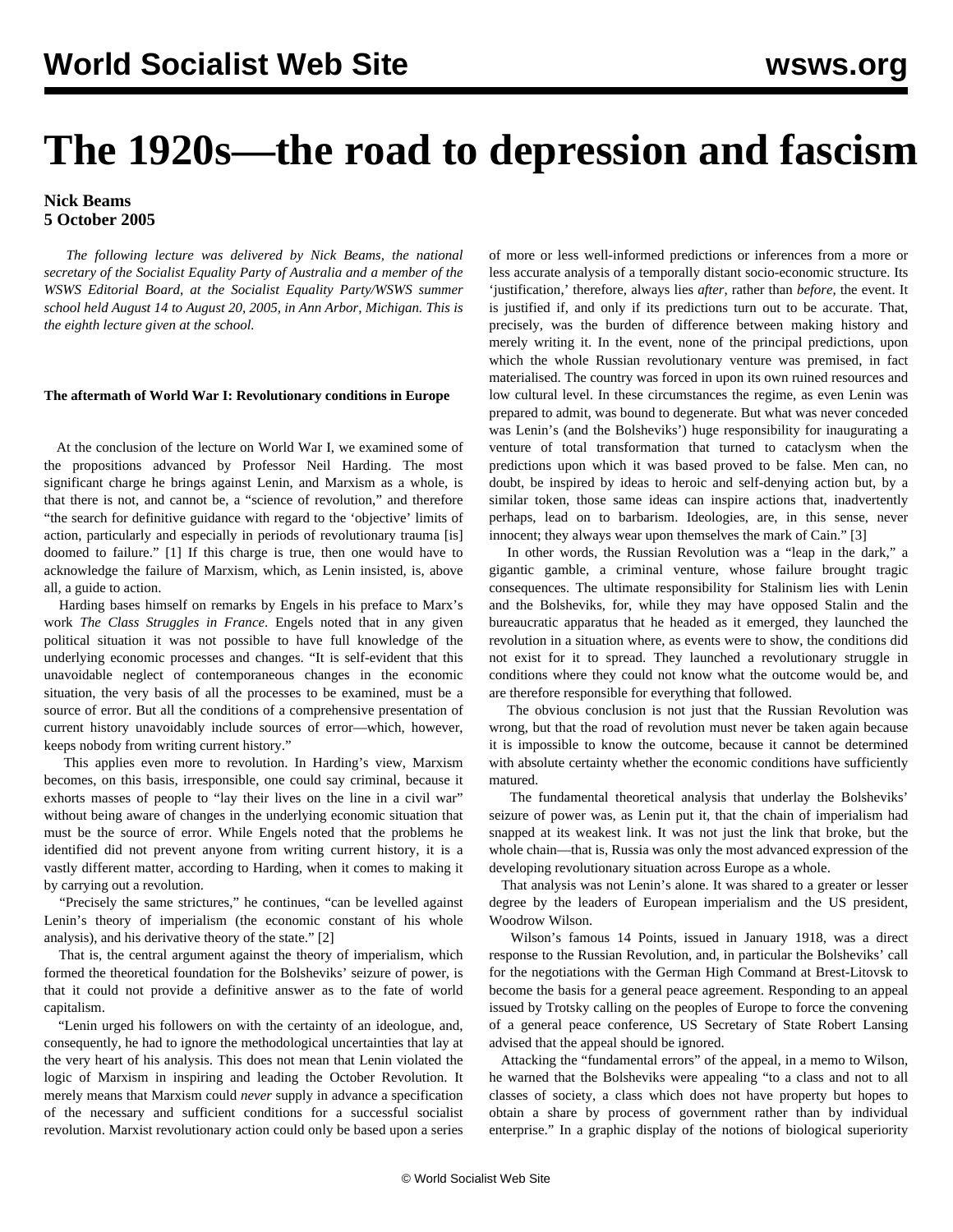# The 1920s—the road to depression and fascism

**Nick Beams**
**5 October 2005**

*The following lecture was delivered by Nick Beams, the national secretary of the Socialist Equality Party of Australia and a member of the WSWS Editorial Board, at the Socialist Equality Party/WSWS summer school held August 14 to August 20, 2005, in Ann Arbor, Michigan. This is the eighth lecture given at the school.*

**The aftermath of World War I: Revolutionary conditions in Europe**

At the conclusion of the lecture on World War I, we examined some of the propositions advanced by Professor Neil Harding. The most significant charge he brings against Lenin, and Marxism as a whole, is that there is not, and cannot be, a "science of revolution," and therefore "the search for definitive guidance with regard to the 'objective' limits of action, particularly and especially in periods of revolutionary trauma [is] doomed to failure." [1] If this charge is true, then one would have to acknowledge the failure of Marxism, which, as Lenin insisted, is, above all, a guide to action.

Harding bases himself on remarks by Engels in his preface to Marx's work *The Class Struggles in France*. Engels noted that in any given political situation it was not possible to have full knowledge of the underlying economic processes and changes. "It is self-evident that this unavoidable neglect of contemporaneous changes in the economic situation, the very basis of all the processes to be examined, must be a source of error. But all the conditions of a comprehensive presentation of current history unavoidably include sources of error—which, however, keeps nobody from writing current history."

This applies even more to revolution. In Harding's view, Marxism becomes, on this basis, irresponsible, one could say criminal, because it exhorts masses of people to "lay their lives on the line in a civil war" without being aware of changes in the underlying economic situation that must be the source of error. While Engels noted that the problems he identified did not prevent anyone from writing current history, it is a vastly different matter, according to Harding, when it comes to making it by carrying out a revolution.

"Precisely the same strictures," he continues, "can be levelled against Lenin's theory of imperialism (the economic constant of his whole analysis), and his derivative theory of the state." [2]

That is, the central argument against the theory of imperialism, which formed the theoretical foundation for the Bolsheviks' seizure of power, is that it could not provide a definitive answer as to the fate of world capitalism.

"Lenin urged his followers on with the certainty of an ideologue, and, consequently, he had to ignore the methodological uncertainties that lay at the very heart of his analysis. This does not mean that Lenin violated the logic of Marxism in inspiring and leading the October Revolution. It merely means that Marxism could *never* supply in advance a specification of the necessary and sufficient conditions for a successful socialist revolution. Marxist revolutionary action could only be based upon a series of more or less well-informed predictions or inferences from a more or less accurate analysis of a temporally distant socio-economic structure. Its 'justification,' therefore, always lies *after*, rather than *before*, the event. It is justified if, and only if its predictions turn out to be accurate. That, precisely, was the burden of difference between making history and merely writing it. In the event, none of the principal predictions, upon which the whole Russian revolutionary venture was premised, in fact materialised. The country was forced in upon its own ruined resources and low cultural level. In these circumstances the regime, as even Lenin was prepared to admit, was bound to degenerate. But what was never conceded was Lenin's (and the Bolsheviks') huge responsibility for inaugurating a venture of total transformation that turned to cataclysm when the predictions upon which it was based proved to be false. Men can, no doubt, be inspired by ideas to heroic and self-denying action but, by a similar token, those same ideas can inspire actions that, inadvertently perhaps, lead on to barbarism. Ideologies, are, in this sense, never innocent; they always wear upon themselves the mark of Cain." [3]

In other words, the Russian Revolution was a "leap in the dark," a gigantic gamble, a criminal venture, whose failure brought tragic consequences. The ultimate responsibility for Stalinism lies with Lenin and the Bolsheviks, for, while they may have opposed Stalin and the bureaucratic apparatus that he headed as it emerged, they launched the revolution in a situation where, as events were to show, the conditions did not exist for it to spread. They launched a revolutionary struggle in conditions where they could not know what the outcome would be, and are therefore responsible for everything that followed.

The obvious conclusion is not just that the Russian Revolution was wrong, but that the road of revolution must never be taken again because it is impossible to know the outcome, because it cannot be determined with absolute certainty whether the economic conditions have sufficiently matured.

The fundamental theoretical analysis that underlay the Bolsheviks' seizure of power was, as Lenin put it, that the chain of imperialism had snapped at its weakest link. It was not just the link that broke, but the whole chain—that is, Russia was only the most advanced expression of the developing revolutionary situation across Europe as a whole.

That analysis was not Lenin's alone. It was shared to a greater or lesser degree by the leaders of European imperialism and the US president, Woodrow Wilson.

Wilson's famous 14 Points, issued in January 1918, was a direct response to the Russian Revolution, and, in particular the Bolsheviks' call for the negotiations with the German High Command at Brest-Litovsk to become the basis for a general peace agreement. Responding to an appeal issued by Trotsky calling on the peoples of Europe to force the convening of a general peace conference, US Secretary of State Robert Lansing advised that the appeal should be ignored.

Attacking the "fundamental errors" of the appeal, in a memo to Wilson, he warned that the Bolsheviks were appealing "to a class and not to all classes of society, a class which does not have property but hopes to obtain a share by process of government rather than by individual enterprise." In a graphic display of the notions of biological superiority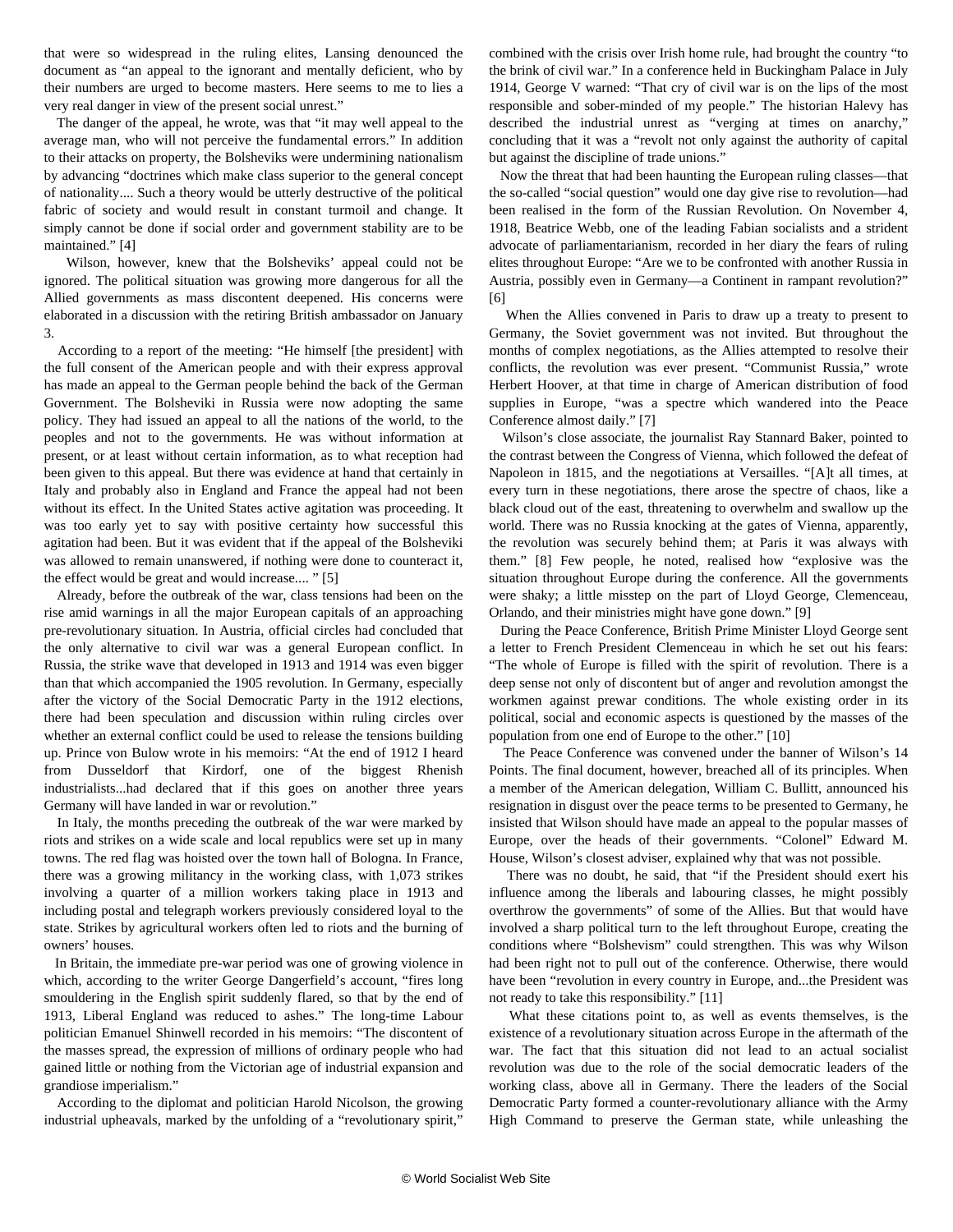that were so widespread in the ruling elites, Lansing denounced the document as "an appeal to the ignorant and mentally deficient, who by their numbers are urged to become masters. Here seems to me to lies a very real danger in view of the present social unrest."

The danger of the appeal, he wrote, was that "it may well appeal to the average man, who will not perceive the fundamental errors." In addition to their attacks on property, the Bolsheviks were undermining nationalism by advancing "doctrines which make class superior to the general concept of nationality.... Such a theory would be utterly destructive of the political fabric of society and would result in constant turmoil and change. It simply cannot be done if social order and government stability are to be maintained." [4]

Wilson, however, knew that the Bolsheviks' appeal could not be ignored. The political situation was growing more dangerous for all the Allied governments as mass discontent deepened. His concerns were elaborated in a discussion with the retiring British ambassador on January 3.

According to a report of the meeting: "He himself [the president] with the full consent of the American people and with their express approval has made an appeal to the German people behind the back of the German Government. The Bolsheviki in Russia were now adopting the same policy. They had issued an appeal to all the nations of the world, to the peoples and not to the governments. He was without information at present, or at least without certain information, as to what reception had been given to this appeal. But there was evidence at hand that certainly in Italy and probably also in England and France the appeal had not been without its effect. In the United States active agitation was proceeding. It was too early yet to say with positive certainty how successful this agitation had been. But it was evident that if the appeal of the Bolsheviki was allowed to remain unanswered, if nothing were done to counteract it, the effect would be great and would increase.... " [5]

Already, before the outbreak of the war, class tensions had been on the rise amid warnings in all the major European capitals of an approaching pre-revolutionary situation. In Austria, official circles had concluded that the only alternative to civil war was a general European conflict. In Russia, the strike wave that developed in 1913 and 1914 was even bigger than that which accompanied the 1905 revolution. In Germany, especially after the victory of the Social Democratic Party in the 1912 elections, there had been speculation and discussion within ruling circles over whether an external conflict could be used to release the tensions building up. Prince von Bulow wrote in his memoirs: "At the end of 1912 I heard from Dusseldorf that Kirdorf, one of the biggest Rhenish industrialists...had declared that if this goes on another three years Germany will have landed in war or revolution."

In Italy, the months preceding the outbreak of the war were marked by riots and strikes on a wide scale and local republics were set up in many towns. The red flag was hoisted over the town hall of Bologna. In France, there was a growing militancy in the working class, with 1,073 strikes involving a quarter of a million workers taking place in 1913 and including postal and telegraph workers previously considered loyal to the state. Strikes by agricultural workers often led to riots and the burning of owners' houses.

In Britain, the immediate pre-war period was one of growing violence in which, according to the writer George Dangerfield's account, "fires long smouldering in the English spirit suddenly flared, so that by the end of 1913, Liberal England was reduced to ashes." The long-time Labour politician Emanuel Shinwell recorded in his memoirs: "The discontent of the masses spread, the expression of millions of ordinary people who had gained little or nothing from the Victorian age of industrial expansion and grandiose imperialism."

According to the diplomat and politician Harold Nicolson, the growing industrial upheavals, marked by the unfolding of a "revolutionary spirit," combined with the crisis over Irish home rule, had brought the country "to the brink of civil war." In a conference held in Buckingham Palace in July 1914, George V warned: "That cry of civil war is on the lips of the most responsible and sober-minded of my people." The historian Halevy has described the industrial unrest as "verging at times on anarchy," concluding that it was a "revolt not only against the authority of capital but against the discipline of trade unions."

Now the threat that had been haunting the European ruling classes—that the so-called "social question" would one day give rise to revolution—had been realised in the form of the Russian Revolution. On November 4, 1918, Beatrice Webb, one of the leading Fabian socialists and a strident advocate of parliamentarianism, recorded in her diary the fears of ruling elites throughout Europe: "Are we to be confronted with another Russia in Austria, possibly even in Germany—a Continent in rampant revolution?" [6]

When the Allies convened in Paris to draw up a treaty to present to Germany, the Soviet government was not invited. But throughout the months of complex negotiations, as the Allies attempted to resolve their conflicts, the revolution was ever present. "Communist Russia," wrote Herbert Hoover, at that time in charge of American distribution of food supplies in Europe, "was a spectre which wandered into the Peace Conference almost daily." [7]

Wilson's close associate, the journalist Ray Stannard Baker, pointed to the contrast between the Congress of Vienna, which followed the defeat of Napoleon in 1815, and the negotiations at Versailles. "[A]t all times, at every turn in these negotiations, there arose the spectre of chaos, like a black cloud out of the east, threatening to overwhelm and swallow up the world. There was no Russia knocking at the gates of Vienna, apparently, the revolution was securely behind them; at Paris it was always with them." [8] Few people, he noted, realised how "explosive was the situation throughout Europe during the conference. All the governments were shaky; a little misstep on the part of Lloyd George, Clemenceau, Orlando, and their ministries might have gone down." [9]

During the Peace Conference, British Prime Minister Lloyd George sent a letter to French President Clemenceau in which he set out his fears: "The whole of Europe is filled with the spirit of revolution. There is a deep sense not only of discontent but of anger and revolution amongst the workmen against prewar conditions. The whole existing order in its political, social and economic aspects is questioned by the masses of the population from one end of Europe to the other." [10]

The Peace Conference was convened under the banner of Wilson's 14 Points. The final document, however, breached all of its principles. When a member of the American delegation, William C. Bullitt, announced his resignation in disgust over the peace terms to be presented to Germany, he insisted that Wilson should have made an appeal to the popular masses of Europe, over the heads of their governments. "Colonel" Edward M. House, Wilson's closest adviser, explained why that was not possible.

There was no doubt, he said, that "if the President should exert his influence among the liberals and labouring classes, he might possibly overthrow the governments" of some of the Allies. But that would have involved a sharp political turn to the left throughout Europe, creating the conditions where "Bolshevism" could strengthen. This was why Wilson had been right not to pull out of the conference. Otherwise, there would have been "revolution in every country in Europe, and...the President was not ready to take this responsibility." [11]

What these citations point to, as well as events themselves, is the existence of a revolutionary situation across Europe in the aftermath of the war. The fact that this situation did not lead to an actual socialist revolution was due to the role of the social democratic leaders of the working class, above all in Germany. There the leaders of the Social Democratic Party formed a counter-revolutionary alliance with the Army High Command to preserve the German state, while unleashing the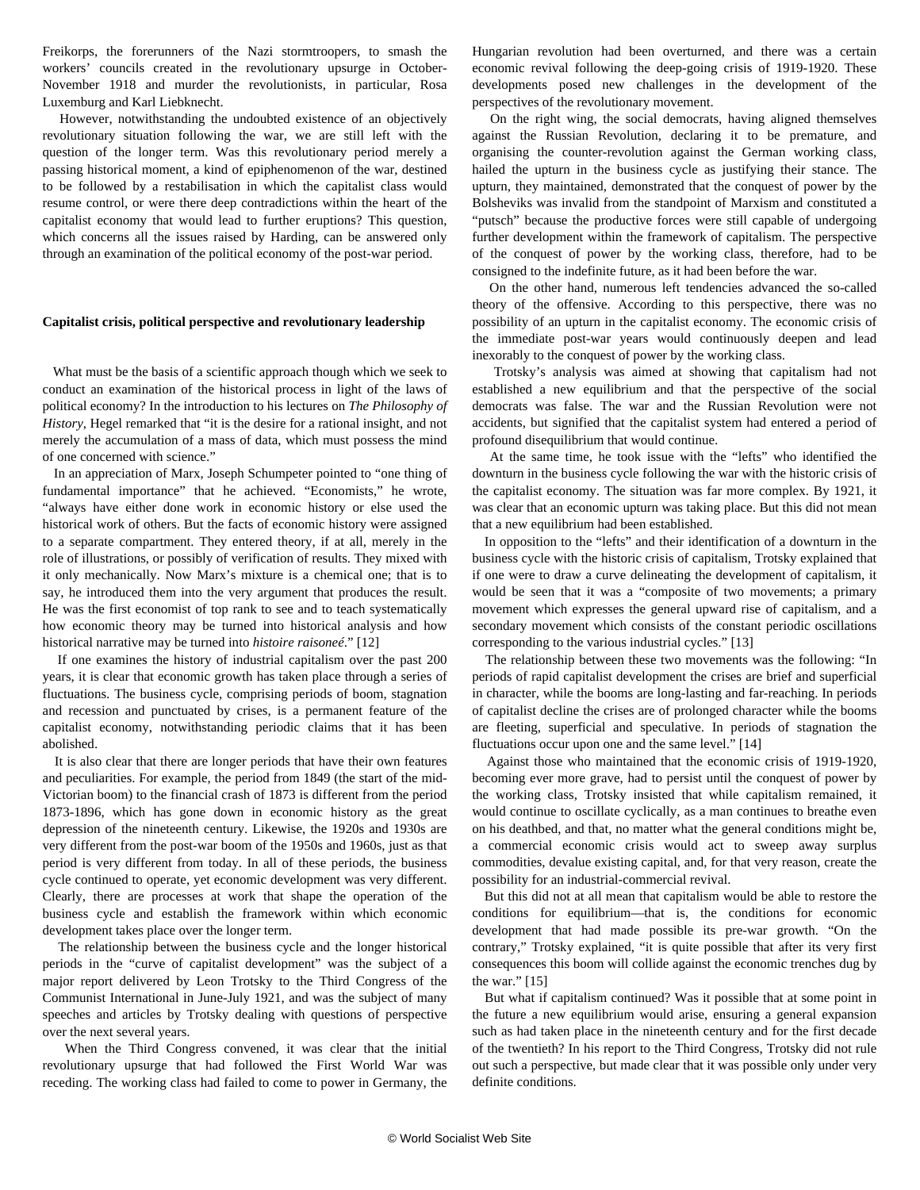Freikorps, the forerunners of the Nazi stormtroopers, to smash the workers' councils created in the revolutionary upsurge in October-November 1918 and murder the revolutionists, in particular, Rosa Luxemburg and Karl Liebknecht.

However, notwithstanding the undoubted existence of an objectively revolutionary situation following the war, we are still left with the question of the longer term. Was this revolutionary period merely a passing historical moment, a kind of epiphenomenon of the war, destined to be followed by a restabilisation in which the capitalist class would resume control, or were there deep contradictions within the heart of the capitalist economy that would lead to further eruptions? This question, which concerns all the issues raised by Harding, can be answered only through an examination of the political economy of the post-war period.

### Capitalist crisis, political perspective and revolutionary leadership

What must be the basis of a scientific approach though which we seek to conduct an examination of the historical process in light of the laws of political economy? In the introduction to his lectures on *The Philosophy of History*, Hegel remarked that "it is the desire for a rational insight, and not merely the accumulation of a mass of data, which must possess the mind of one concerned with science."

In an appreciation of Marx, Joseph Schumpeter pointed to "one thing of fundamental importance" that he achieved. "Economists," he wrote, "always have either done work in economic history or else used the historical work of others. But the facts of economic history were assigned to a separate compartment. They entered theory, if at all, merely in the role of illustrations, or possibly of verification of results. They mixed with it only mechanically. Now Marx's mixture is a chemical one; that is to say, he introduced them into the very argument that produces the result. He was the first economist of top rank to see and to teach systematically how economic theory may be turned into historical analysis and how historical narrative may be turned into *histoire raisoneé*." [12]

If one examines the history of industrial capitalism over the past 200 years, it is clear that economic growth has taken place through a series of fluctuations. The business cycle, comprising periods of boom, stagnation and recession and punctuated by crises, is a permanent feature of the capitalist economy, notwithstanding periodic claims that it has been abolished.

It is also clear that there are longer periods that have their own features and peculiarities. For example, the period from 1849 (the start of the mid-Victorian boom) to the financial crash of 1873 is different from the period 1873-1896, which has gone down in economic history as the great depression of the nineteenth century. Likewise, the 1920s and 1930s are very different from the post-war boom of the 1950s and 1960s, just as that period is very different from today. In all of these periods, the business cycle continued to operate, yet economic development was very different. Clearly, there are processes at work that shape the operation of the business cycle and establish the framework within which economic development takes place over the longer term.

The relationship between the business cycle and the longer historical periods in the "curve of capitalist development" was the subject of a major report delivered by Leon Trotsky to the Third Congress of the Communist International in June-July 1921, and was the subject of many speeches and articles by Trotsky dealing with questions of perspective over the next several years.

When the Third Congress convened, it was clear that the initial revolutionary upsurge that had followed the First World War was receding. The working class had failed to come to power in Germany, the Hungarian revolution had been overturned, and there was a certain economic revival following the deep-going crisis of 1919-1920. These developments posed new challenges in the development of the perspectives of the revolutionary movement.

On the right wing, the social democrats, having aligned themselves against the Russian Revolution, declaring it to be premature, and organising the counter-revolution against the German working class, hailed the upturn in the business cycle as justifying their stance. The upturn, they maintained, demonstrated that the conquest of power by the Bolsheviks was invalid from the standpoint of Marxism and constituted a "putsch" because the productive forces were still capable of undergoing further development within the framework of capitalism. The perspective of the conquest of power by the working class, therefore, had to be consigned to the indefinite future, as it had been before the war.

On the other hand, numerous left tendencies advanced the so-called theory of the offensive. According to this perspective, there was no possibility of an upturn in the capitalist economy. The economic crisis of the immediate post-war years would continuously deepen and lead inexorably to the conquest of power by the working class.

Trotsky's analysis was aimed at showing that capitalism had not established a new equilibrium and that the perspective of the social democrats was false. The war and the Russian Revolution were not accidents, but signified that the capitalist system had entered a period of profound disequilibrium that would continue.

At the same time, he took issue with the "lefts" who identified the downturn in the business cycle following the war with the historic crisis of the capitalist economy. The situation was far more complex. By 1921, it was clear that an economic upturn was taking place. But this did not mean that a new equilibrium had been established.

In opposition to the "lefts" and their identification of a downturn in the business cycle with the historic crisis of capitalism, Trotsky explained that if one were to draw a curve delineating the development of capitalism, it would be seen that it was a "composite of two movements; a primary movement which expresses the general upward rise of capitalism, and a secondary movement which consists of the constant periodic oscillations corresponding to the various industrial cycles." [13]

The relationship between these two movements was the following: "In periods of rapid capitalist development the crises are brief and superficial in character, while the booms are long-lasting and far-reaching. In periods of capitalist decline the crises are of prolonged character while the booms are fleeting, superficial and speculative. In periods of stagnation the fluctuations occur upon one and the same level." [14]

Against those who maintained that the economic crisis of 1919-1920, becoming ever more grave, had to persist until the conquest of power by the working class, Trotsky insisted that while capitalism remained, it would continue to oscillate cyclically, as a man continues to breathe even on his deathbed, and that, no matter what the general conditions might be, a commercial economic crisis would act to sweep away surplus commodities, devalue existing capital, and, for that very reason, create the possibility for an industrial-commercial revival.

But this did not at all mean that capitalism would be able to restore the conditions for equilibrium—that is, the conditions for economic development that had made possible its pre-war growth. "On the contrary," Trotsky explained, "it is quite possible that after its very first consequences this boom will collide against the economic trenches dug by the war." [15]

But what if capitalism continued? Was it possible that at some point in the future a new equilibrium would arise, ensuring a general expansion such as had taken place in the nineteenth century and for the first decade of the twentieth? In his report to the Third Congress, Trotsky did not rule out such a perspective, but made clear that it was possible only under very definite conditions.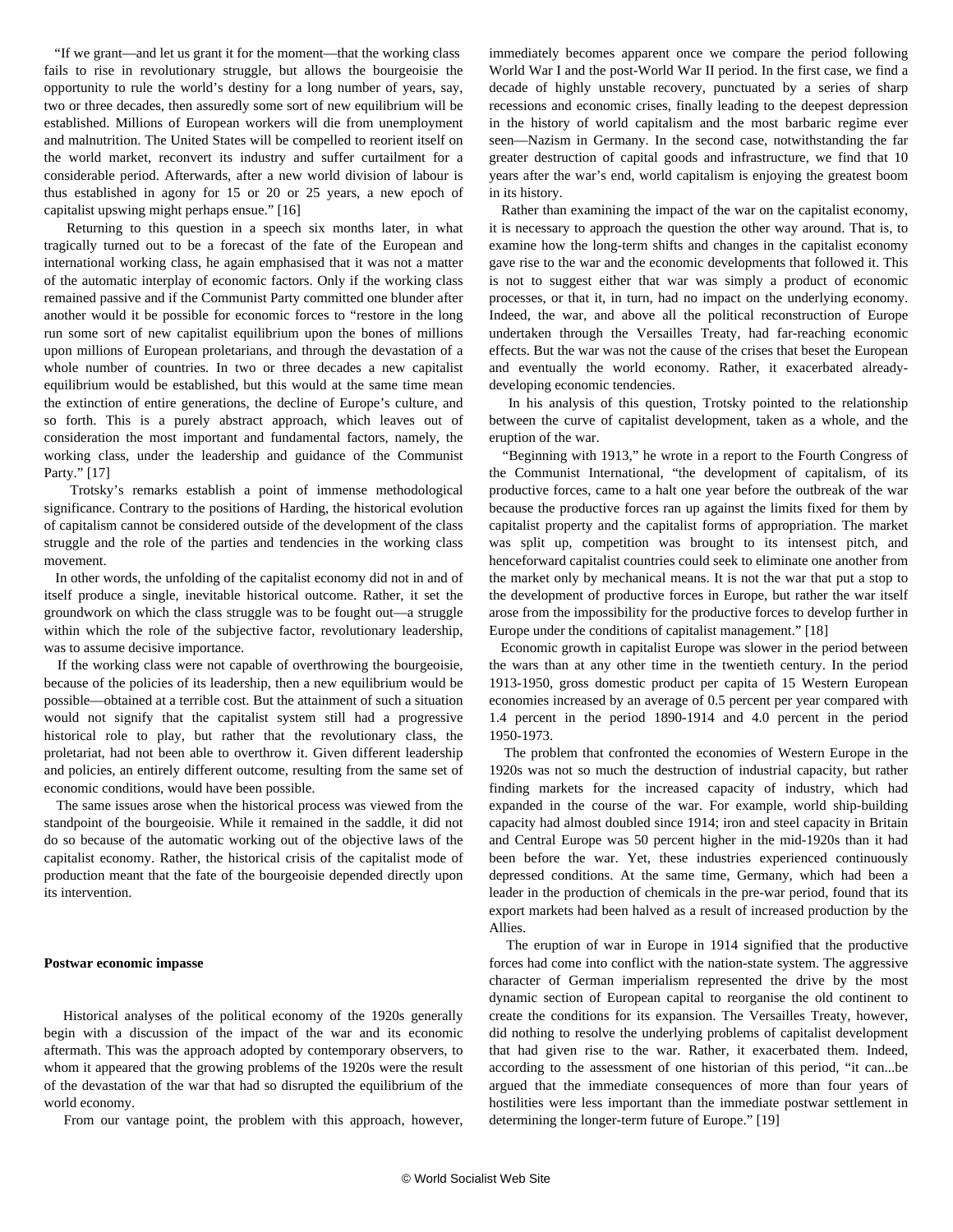"If we grant—and let us grant it for the moment—that the working class fails to rise in revolutionary struggle, but allows the bourgeoisie the opportunity to rule the world's destiny for a long number of years, say, two or three decades, then assuredly some sort of new equilibrium will be established. Millions of European workers will die from unemployment and malnutrition. The United States will be compelled to reorient itself on the world market, reconvert its industry and suffer curtailment for a considerable period. Afterwards, after a new world division of labour is thus established in agony for 15 or 20 or 25 years, a new epoch of capitalist upswing might perhaps ensue." [16]

Returning to this question in a speech six months later, in what tragically turned out to be a forecast of the fate of the European and international working class, he again emphasised that it was not a matter of the automatic interplay of economic factors. Only if the working class remained passive and if the Communist Party committed one blunder after another would it be possible for economic forces to "restore in the long run some sort of new capitalist equilibrium upon the bones of millions upon millions of European proletarians, and through the devastation of a whole number of countries. In two or three decades a new capitalist equilibrium would be established, but this would at the same time mean the extinction of entire generations, the decline of Europe's culture, and so forth. This is a purely abstract approach, which leaves out of consideration the most important and fundamental factors, namely, the working class, under the leadership and guidance of the Communist Party." [17]

Trotsky's remarks establish a point of immense methodological significance. Contrary to the positions of Harding, the historical evolution of capitalism cannot be considered outside of the development of the class struggle and the role of the parties and tendencies in the working class movement.

In other words, the unfolding of the capitalist economy did not in and of itself produce a single, inevitable historical outcome. Rather, it set the groundwork on which the class struggle was to be fought out—a struggle within which the role of the subjective factor, revolutionary leadership, was to assume decisive importance.

If the working class were not capable of overthrowing the bourgeoisie, because of the policies of its leadership, then a new equilibrium would be possible—obtained at a terrible cost. But the attainment of such a situation would not signify that the capitalist system still had a progressive historical role to play, but rather that the revolutionary class, the proletariat, had not been able to overthrow it. Given different leadership and policies, an entirely different outcome, resulting from the same set of economic conditions, would have been possible.

The same issues arose when the historical process was viewed from the standpoint of the bourgeoisie. While it remained in the saddle, it did not do so because of the automatic working out of the objective laws of the capitalist economy. Rather, the historical crisis of the capitalist mode of production meant that the fate of the bourgeoisie depended directly upon its intervention.

**Postwar economic impasse**

Historical analyses of the political economy of the 1920s generally begin with a discussion of the impact of the war and its economic aftermath. This was the approach adopted by contemporary observers, to whom it appeared that the growing problems of the 1920s were the result of the devastation of the war that had so disrupted the equilibrium of the world economy.

From our vantage point, the problem with this approach, however, immediately becomes apparent once we compare the period following World War I and the post-World War II period. In the first case, we find a decade of highly unstable recovery, punctuated by a series of sharp recessions and economic crises, finally leading to the deepest depression in the history of world capitalism and the most barbaric regime ever seen—Nazism in Germany. In the second case, notwithstanding the far greater destruction of capital goods and infrastructure, we find that 10 years after the war's end, world capitalism is enjoying the greatest boom in its history.

Rather than examining the impact of the war on the capitalist economy, it is necessary to approach the question the other way around. That is, to examine how the long-term shifts and changes in the capitalist economy gave rise to the war and the economic developments that followed it. This is not to suggest either that war was simply a product of economic processes, or that it, in turn, had no impact on the underlying economy. Indeed, the war, and above all the political reconstruction of Europe undertaken through the Versailles Treaty, had far-reaching economic effects. But the war was not the cause of the crises that beset the European and eventually the world economy. Rather, it exacerbated already-developing economic tendencies.

In his analysis of this question, Trotsky pointed to the relationship between the curve of capitalist development, taken as a whole, and the eruption of the war.

"Beginning with 1913," he wrote in a report to the Fourth Congress of the Communist International, "the development of capitalism, of its productive forces, came to a halt one year before the outbreak of the war because the productive forces ran up against the limits fixed for them by capitalist property and the capitalist forms of appropriation. The market was split up, competition was brought to its intensest pitch, and henceforward capitalist countries could seek to eliminate one another from the market only by mechanical means. It is not the war that put a stop to the development of productive forces in Europe, but rather the war itself arose from the impossibility for the productive forces to develop further in Europe under the conditions of capitalist management." [18]

Economic growth in capitalist Europe was slower in the period between the wars than at any other time in the twentieth century. In the period 1913-1950, gross domestic product per capita of 15 Western European economies increased by an average of 0.5 percent per year compared with 1.4 percent in the period 1890-1914 and 4.0 percent in the period 1950-1973.

The problem that confronted the economies of Western Europe in the 1920s was not so much the destruction of industrial capacity, but rather finding markets for the increased capacity of industry, which had expanded in the course of the war. For example, world ship-building capacity had almost doubled since 1914; iron and steel capacity in Britain and Central Europe was 50 percent higher in the mid-1920s than it had been before the war. Yet, these industries experienced continuously depressed conditions. At the same time, Germany, which had been a leader in the production of chemicals in the pre-war period, found that its export markets had been halved as a result of increased production by the Allies.

The eruption of war in Europe in 1914 signified that the productive forces had come into conflict with the nation-state system. The aggressive character of German imperialism represented the drive by the most dynamic section of European capital to reorganise the old continent to create the conditions for its expansion. The Versailles Treaty, however, did nothing to resolve the underlying problems of capitalist development that had given rise to the war. Rather, it exacerbated them. Indeed, according to the assessment of one historian of this period, "it can...be argued that the immediate consequences of more than four years of hostilities were less important than the immediate postwar settlement in determining the longer-term future of Europe." [19]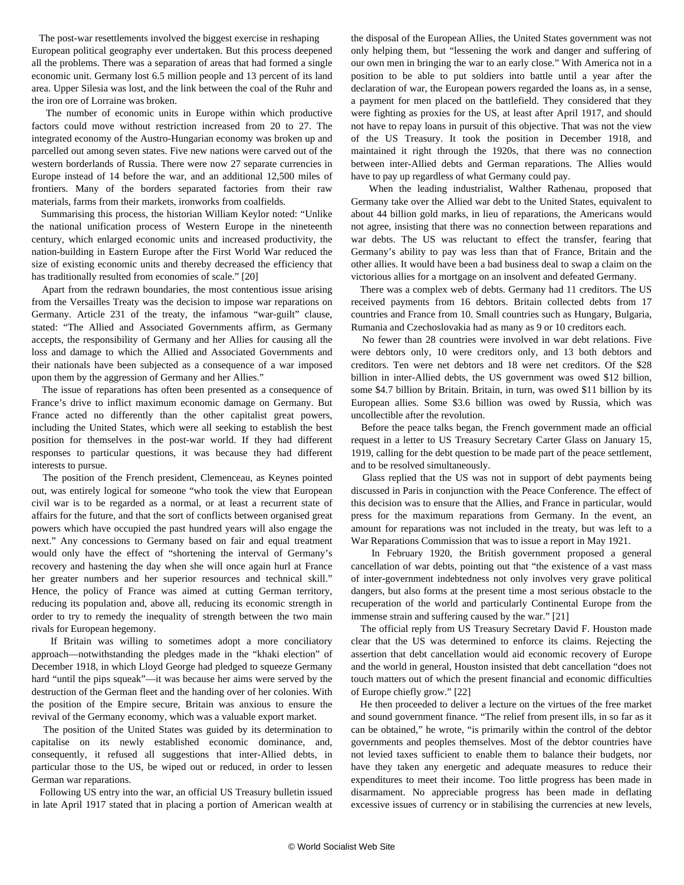The post-war resettlements involved the biggest exercise in reshaping European political geography ever undertaken. But this process deepened all the problems. There was a separation of areas that had formed a single economic unit. Germany lost 6.5 million people and 13 percent of its land area. Upper Silesia was lost, and the link between the coal of the Ruhr and the iron ore of Lorraine was broken.

The number of economic units in Europe within which productive factors could move without restriction increased from 20 to 27. The integrated economy of the Austro-Hungarian economy was broken up and parcelled out among seven states. Five new nations were carved out of the western borderlands of Russia. There were now 27 separate currencies in Europe instead of 14 before the war, and an additional 12,500 miles of frontiers. Many of the borders separated factories from their raw materials, farms from their markets, ironworks from coalfields.

Summarising this process, the historian William Keylor noted: "Unlike the national unification process of Western Europe in the nineteenth century, which enlarged economic units and increased productivity, the nation-building in Eastern Europe after the First World War reduced the size of existing economic units and thereby decreased the efficiency that has traditionally resulted from economies of scale." [20]

Apart from the redrawn boundaries, the most contentious issue arising from the Versailles Treaty was the decision to impose war reparations on Germany. Article 231 of the treaty, the infamous "war-guilt" clause, stated: "The Allied and Associated Governments affirm, as Germany accepts, the responsibility of Germany and her Allies for causing all the loss and damage to which the Allied and Associated Governments and their nationals have been subjected as a consequence of a war imposed upon them by the aggression of Germany and her Allies."

The issue of reparations has often been presented as a consequence of France's drive to inflict maximum economic damage on Germany. But France acted no differently than the other capitalist great powers, including the United States, which were all seeking to establish the best position for themselves in the post-war world. If they had different responses to particular questions, it was because they had different interests to pursue.

The position of the French president, Clemenceau, as Keynes pointed out, was entirely logical for someone "who took the view that European civil war is to be regarded as a normal, or at least a recurrent state of affairs for the future, and that the sort of conflicts between organised great powers which have occupied the past hundred years will also engage the next." Any concessions to Germany based on fair and equal treatment would only have the effect of "shortening the interval of Germany's recovery and hastening the day when she will once again hurl at France her greater numbers and her superior resources and technical skill." Hence, the policy of France was aimed at cutting German territory, reducing its population and, above all, reducing its economic strength in order to try to remedy the inequality of strength between the two main rivals for European hegemony.

If Britain was willing to sometimes adopt a more conciliatory approach—notwithstanding the pledges made in the "khaki election" of December 1918, in which Lloyd George had pledged to squeeze Germany hard "until the pips squeak"—it was because her aims were served by the destruction of the German fleet and the handing over of her colonies. With the position of the Empire secure, Britain was anxious to ensure the revival of the Germany economy, which was a valuable export market.

The position of the United States was guided by its determination to capitalise on its newly established economic dominance, and, consequently, it refused all suggestions that inter-Allied debts, in particular those to the US, be wiped out or reduced, in order to lessen German war reparations.

Following US entry into the war, an official US Treasury bulletin issued in late April 1917 stated that in placing a portion of American wealth at the disposal of the European Allies, the United States government was not only helping them, but "lessening the work and danger and suffering of our own men in bringing the war to an early close." With America not in a position to be able to put soldiers into battle until a year after the declaration of war, the European powers regarded the loans as, in a sense, a payment for men placed on the battlefield. They considered that they were fighting as proxies for the US, at least after April 1917, and should not have to repay loans in pursuit of this objective. That was not the view of the US Treasury. It took the position in December 1918, and maintained it right through the 1920s, that there was no connection between inter-Allied debts and German reparations. The Allies would have to pay up regardless of what Germany could pay.

When the leading industrialist, Walther Rathenau, proposed that Germany take over the Allied war debt to the United States, equivalent to about 44 billion gold marks, in lieu of reparations, the Americans would not agree, insisting that there was no connection between reparations and war debts. The US was reluctant to effect the transfer, fearing that Germany's ability to pay was less than that of France, Britain and the other allies. It would have been a bad business deal to swap a claim on the victorious allies for a mortgage on an insolvent and defeated Germany.

There was a complex web of debts. Germany had 11 creditors. The US received payments from 16 debtors. Britain collected debts from 17 countries and France from 10. Small countries such as Hungary, Bulgaria, Rumania and Czechoslovakia had as many as 9 or 10 creditors each.

No fewer than 28 countries were involved in war debt relations. Five were debtors only, 10 were creditors only, and 13 both debtors and creditors. Ten were net debtors and 18 were net creditors. Of the $28 billion in inter-Allied debts, the US government was owed $12 billion, some $4.7 billion by Britain. Britain, in turn, was owed $11 billion by its European allies. Some $3.6 billion was owed by Russia, which was uncollectible after the revolution.

Before the peace talks began, the French government made an official request in a letter to US Treasury Secretary Carter Glass on January 15, 1919, calling for the debt question to be made part of the peace settlement, and to be resolved simultaneously.

Glass replied that the US was not in support of debt payments being discussed in Paris in conjunction with the Peace Conference. The effect of this decision was to ensure that the Allies, and France in particular, would press for the maximum reparations from Germany. In the event, an amount for reparations was not included in the treaty, but was left to a War Reparations Commission that was to issue a report in May 1921.

In February 1920, the British government proposed a general cancellation of war debts, pointing out that "the existence of a vast mass of inter-government indebtedness not only involves very grave political dangers, but also forms at the present time a most serious obstacle to the recuperation of the world and particularly Continental Europe from the immense strain and suffering caused by the war." [21]

The official reply from US Treasury Secretary David F. Houston made clear that the US was determined to enforce its claims. Rejecting the assertion that debt cancellation would aid economic recovery of Europe and the world in general, Houston insisted that debt cancellation "does not touch matters out of which the present financial and economic difficulties of Europe chiefly grow." [22]

He then proceeded to deliver a lecture on the virtues of the free market and sound government finance. "The relief from present ills, in so far as it can be obtained," he wrote, "is primarily within the control of the debtor governments and peoples themselves. Most of the debtor countries have not levied taxes sufficient to enable them to balance their budgets, nor have they taken any energetic and adequate measures to reduce their expenditures to meet their income. Too little progress has been made in disarmament. No appreciable progress has been made in deflating excessive issues of currency or in stabilising the currencies at new levels,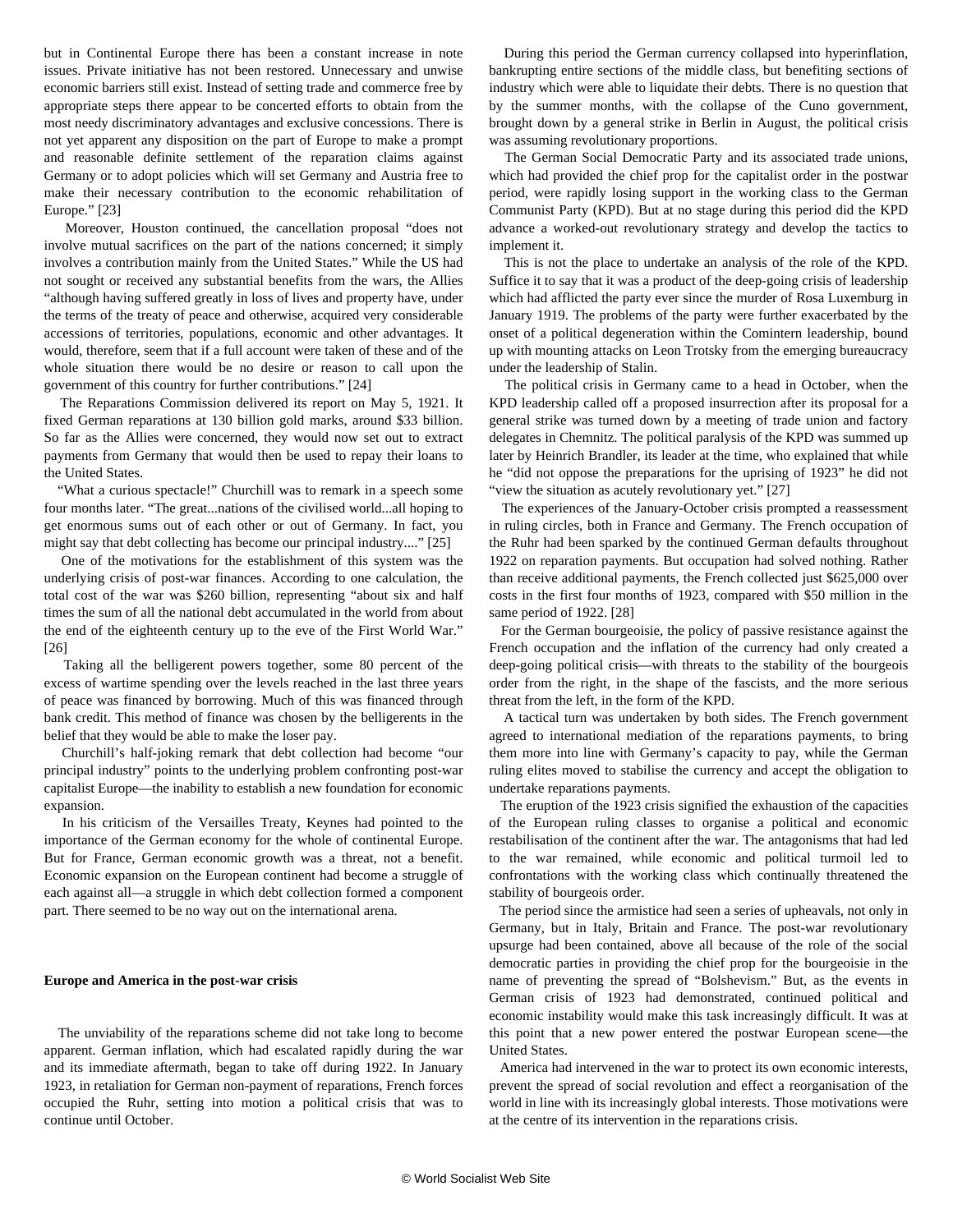but in Continental Europe there has been a constant increase in note issues. Private initiative has not been restored. Unnecessary and unwise economic barriers still exist. Instead of setting trade and commerce free by appropriate steps there appear to be concerted efforts to obtain from the most needy discriminatory advantages and exclusive concessions. There is not yet apparent any disposition on the part of Europe to make a prompt and reasonable definite settlement of the reparation claims against Germany or to adopt policies which will set Germany and Austria free to make their necessary contribution to the economic rehabilitation of Europe." [23]

Moreover, Houston continued, the cancellation proposal "does not involve mutual sacrifices on the part of the nations concerned; it simply involves a contribution mainly from the United States." While the US had not sought or received any substantial benefits from the wars, the Allies "although having suffered greatly in loss of lives and property have, under the terms of the treaty of peace and otherwise, acquired very considerable accessions of territories, populations, economic and other advantages. It would, therefore, seem that if a full account were taken of these and of the whole situation there would be no desire or reason to call upon the government of this country for further contributions." [24]

The Reparations Commission delivered its report on May 5, 1921. It fixed German reparations at 130 billion gold marks, around $33 billion. So far as the Allies were concerned, they would now set out to extract payments from Germany that would then be used to repay their loans to the United States.

"What a curious spectacle!" Churchill was to remark in a speech some four months later. "The great...nations of the civilised world...all hoping to get enormous sums out of each other or out of Germany. In fact, you might say that debt collecting has become our principal industry...." [25]

One of the motivations for the establishment of this system was the underlying crisis of post-war finances. According to one calculation, the total cost of the war was $260 billion, representing "about six and half times the sum of all the national debt accumulated in the world from about the end of the eighteenth century up to the eve of the First World War." [26]

Taking all the belligerent powers together, some 80 percent of the excess of wartime spending over the levels reached in the last three years of peace was financed by borrowing. Much of this was financed through bank credit. This method of finance was chosen by the belligerents in the belief that they would be able to make the loser pay.

Churchill's half-joking remark that debt collection had become "our principal industry" points to the underlying problem confronting post-war capitalist Europe—the inability to establish a new foundation for economic expansion.

In his criticism of the Versailles Treaty, Keynes had pointed to the importance of the German economy for the whole of continental Europe. But for France, German economic growth was a threat, not a benefit. Economic expansion on the European continent had become a struggle of each against all—a struggle in which debt collection formed a component part. There seemed to be no way out on the international arena.

**Europe and America in the post-war crisis**

The unviability of the reparations scheme did not take long to become apparent. German inflation, which had escalated rapidly during the war and its immediate aftermath, began to take off during 1922. In January 1923, in retaliation for German non-payment of reparations, French forces occupied the Ruhr, setting into motion a political crisis that was to continue until October.

During this period the German currency collapsed into hyperinflation, bankrupting entire sections of the middle class, but benefiting sections of industry which were able to liquidate their debts. There is no question that by the summer months, with the collapse of the Cuno government, brought down by a general strike in Berlin in August, the political crisis was assuming revolutionary proportions.

The German Social Democratic Party and its associated trade unions, which had provided the chief prop for the capitalist order in the postwar period, were rapidly losing support in the working class to the German Communist Party (KPD). But at no stage during this period did the KPD advance a worked-out revolutionary strategy and develop the tactics to implement it.

This is not the place to undertake an analysis of the role of the KPD. Suffice it to say that it was a product of the deep-going crisis of leadership which had afflicted the party ever since the murder of Rosa Luxemburg in January 1919. The problems of the party were further exacerbated by the onset of a political degeneration within the Comintern leadership, bound up with mounting attacks on Leon Trotsky from the emerging bureaucracy under the leadership of Stalin.

The political crisis in Germany came to a head in October, when the KPD leadership called off a proposed insurrection after its proposal for a general strike was turned down by a meeting of trade union and factory delegates in Chemnitz. The political paralysis of the KPD was summed up later by Heinrich Brandler, its leader at the time, who explained that while he "did not oppose the preparations for the uprising of 1923" he did not "view the situation as acutely revolutionary yet." [27]

The experiences of the January-October crisis prompted a reassessment in ruling circles, both in France and Germany. The French occupation of the Ruhr had been sparked by the continued German defaults throughout 1922 on reparation payments. But occupation had solved nothing. Rather than receive additional payments, the French collected just $625,000 over costs in the first four months of 1923, compared with $50 million in the same period of 1922. [28]

For the German bourgeoisie, the policy of passive resistance against the French occupation and the inflation of the currency had only created a deep-going political crisis—with threats to the stability of the bourgeois order from the right, in the shape of the fascists, and the more serious threat from the left, in the form of the KPD.

A tactical turn was undertaken by both sides. The French government agreed to international mediation of the reparations payments, to bring them more into line with Germany's capacity to pay, while the German ruling elites moved to stabilise the currency and accept the obligation to undertake reparations payments.

The eruption of the 1923 crisis signified the exhaustion of the capacities of the European ruling classes to organise a political and economic restabilisation of the continent after the war. The antagonisms that had led to the war remained, while economic and political turmoil led to confrontations with the working class which continually threatened the stability of bourgeois order.

The period since the armistice had seen a series of upheavals, not only in Germany, but in Italy, Britain and France. The post-war revolutionary upsurge had been contained, above all because of the role of the social democratic parties in providing the chief prop for the bourgeoisie in the name of preventing the spread of "Bolshevism." But, as the events in German crisis of 1923 had demonstrated, continued political and economic instability would make this task increasingly difficult. It was at this point that a new power entered the postwar European scene—the United States.

America had intervened in the war to protect its own economic interests, prevent the spread of social revolution and effect a reorganisation of the world in line with its increasingly global interests. Those motivations were at the centre of its intervention in the reparations crisis.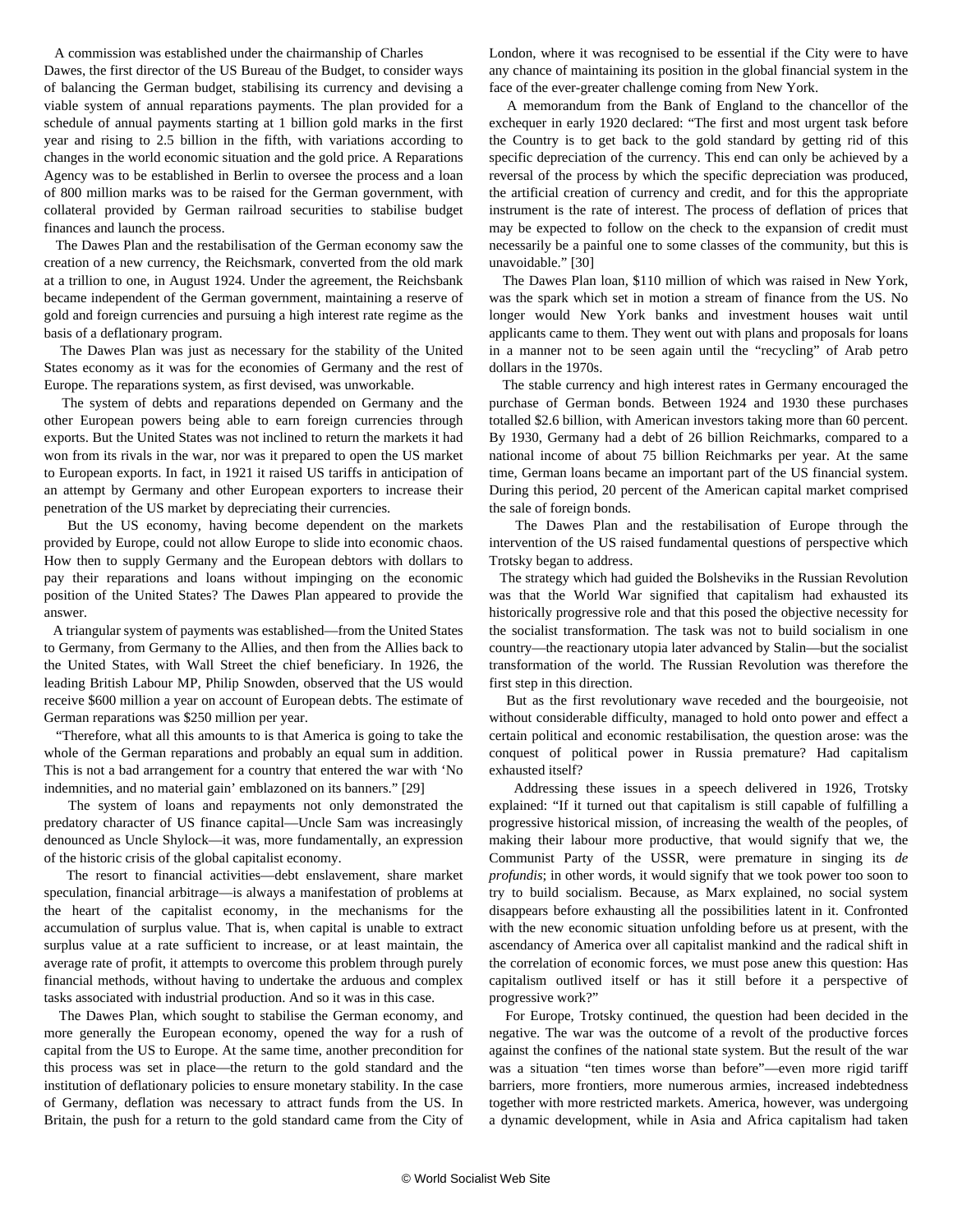A commission was established under the chairmanship of Charles Dawes, the first director of the US Bureau of the Budget, to consider ways of balancing the German budget, stabilising its currency and devising a viable system of annual reparations payments. The plan provided for a schedule of annual payments starting at 1 billion gold marks in the first year and rising to 2.5 billion in the fifth, with variations according to changes in the world economic situation and the gold price. A Reparations Agency was to be established in Berlin to oversee the process and a loan of 800 million marks was to be raised for the German government, with collateral provided by German railroad securities to stabilise budget finances and launch the process.

The Dawes Plan and the restabilisation of the German economy saw the creation of a new currency, the Reichsmark, converted from the old mark at a trillion to one, in August 1924. Under the agreement, the Reichsbank became independent of the German government, maintaining a reserve of gold and foreign currencies and pursuing a high interest rate regime as the basis of a deflationary program.

The Dawes Plan was just as necessary for the stability of the United States economy as it was for the economies of Germany and the rest of Europe. The reparations system, as first devised, was unworkable.

The system of debts and reparations depended on Germany and the other European powers being able to earn foreign currencies through exports. But the United States was not inclined to return the markets it had won from its rivals in the war, nor was it prepared to open the US market to European exports. In fact, in 1921 it raised US tariffs in anticipation of an attempt by Germany and other European exporters to increase their penetration of the US market by depreciating their currencies.

But the US economy, having become dependent on the markets provided by Europe, could not allow Europe to slide into economic chaos. How then to supply Germany and the European debtors with dollars to pay their reparations and loans without impinging on the economic position of the United States? The Dawes Plan appeared to provide the answer.

A triangular system of payments was established—from the United States to Germany, from Germany to the Allies, and then from the Allies back to the United States, with Wall Street the chief beneficiary. In 1926, the leading British Labour MP, Philip Snowden, observed that the US would receive $600 million a year on account of European debts. The estimate of German reparations was $250 million per year.

"Therefore, what all this amounts to is that America is going to take the whole of the German reparations and probably an equal sum in addition. This is not a bad arrangement for a country that entered the war with 'No indemnities, and no material gain' emblazoned on its banners." [29]

The system of loans and repayments not only demonstrated the predatory character of US finance capital—Uncle Sam was increasingly denounced as Uncle Shylock—it was, more fundamentally, an expression of the historic crisis of the global capitalist economy.

The resort to financial activities—debt enslavement, share market speculation, financial arbitrage—is always a manifestation of problems at the heart of the capitalist economy, in the mechanisms for the accumulation of surplus value. That is, when capital is unable to extract surplus value at a rate sufficient to increase, or at least maintain, the average rate of profit, it attempts to overcome this problem through purely financial methods, without having to undertake the arduous and complex tasks associated with industrial production. And so it was in this case.

The Dawes Plan, which sought to stabilise the German economy, and more generally the European economy, opened the way for a rush of capital from the US to Europe. At the same time, another precondition for this process was set in place—the return to the gold standard and the institution of deflationary policies to ensure monetary stability. In the case of Germany, deflation was necessary to attract funds from the US. In Britain, the push for a return to the gold standard came from the City of London, where it was recognised to be essential if the City were to have any chance of maintaining its position in the global financial system in the face of the ever-greater challenge coming from New York.

A memorandum from the Bank of England to the chancellor of the exchequer in early 1920 declared: "The first and most urgent task before the Country is to get back to the gold standard by getting rid of this specific depreciation of the currency. This end can only be achieved by a reversal of the process by which the specific depreciation was produced, the artificial creation of currency and credit, and for this the appropriate instrument is the rate of interest. The process of deflation of prices that may be expected to follow on the check to the expansion of credit must necessarily be a painful one to some classes of the community, but this is unavoidable." [30]

The Dawes Plan loan, $110 million of which was raised in New York, was the spark which set in motion a stream of finance from the US. No longer would New York banks and investment houses wait until applicants came to them. They went out with plans and proposals for loans in a manner not to be seen again until the "recycling" of Arab petro dollars in the 1970s.

The stable currency and high interest rates in Germany encouraged the purchase of German bonds. Between 1924 and 1930 these purchases totalled $2.6 billion, with American investors taking more than 60 percent. By 1930, Germany had a debt of 26 billion Reichsmarks, compared to a national income of about 75 billion Reichsmarks per year. At the same time, German loans became an important part of the US financial system. During this period, 20 percent of the American capital market comprised the sale of foreign bonds.

The Dawes Plan and the restabilisation of Europe through the intervention of the US raised fundamental questions of perspective which Trotsky began to address.

The strategy which had guided the Bolsheviks in the Russian Revolution was that the World War signified that capitalism had exhausted its historically progressive role and that this posed the objective necessity for the socialist transformation. The task was not to build socialism in one country—the reactionary utopia later advanced by Stalin—but the socialist transformation of the world. The Russian Revolution was therefore the first step in this direction.

But as the first revolutionary wave receded and the bourgeoisie, not without considerable difficulty, managed to hold onto power and effect a certain political and economic restabilisation, the question arose: was the conquest of political power in Russia premature? Had capitalism exhausted itself?

Addressing these issues in a speech delivered in 1926, Trotsky explained: "If it turned out that capitalism is still capable of fulfilling a progressive historical mission, of increasing the wealth of the peoples, of making their labour more productive, that would signify that we, the Communist Party of the USSR, were premature in singing its *de profundis*; in other words, it would signify that we took power too soon to try to build socialism. Because, as Marx explained, no social system disappears before exhausting all the possibilities latent in it. Confronted with the new economic situation unfolding before us at present, with the ascendancy of America over all capitalist mankind and the radical shift in the correlation of economic forces, we must pose anew this question: Has capitalism outlived itself or has it still before it a perspective of progressive work?"

For Europe, Trotsky continued, the question had been decided in the negative. The war was the outcome of a revolt of the productive forces against the confines of the national state system. But the result of the war was a situation "ten times worse than before"—even more rigid tariff barriers, more frontiers, more numerous armies, increased indebtedness together with more restricted markets. America, however, was undergoing a dynamic development, while in Asia and Africa capitalism had taken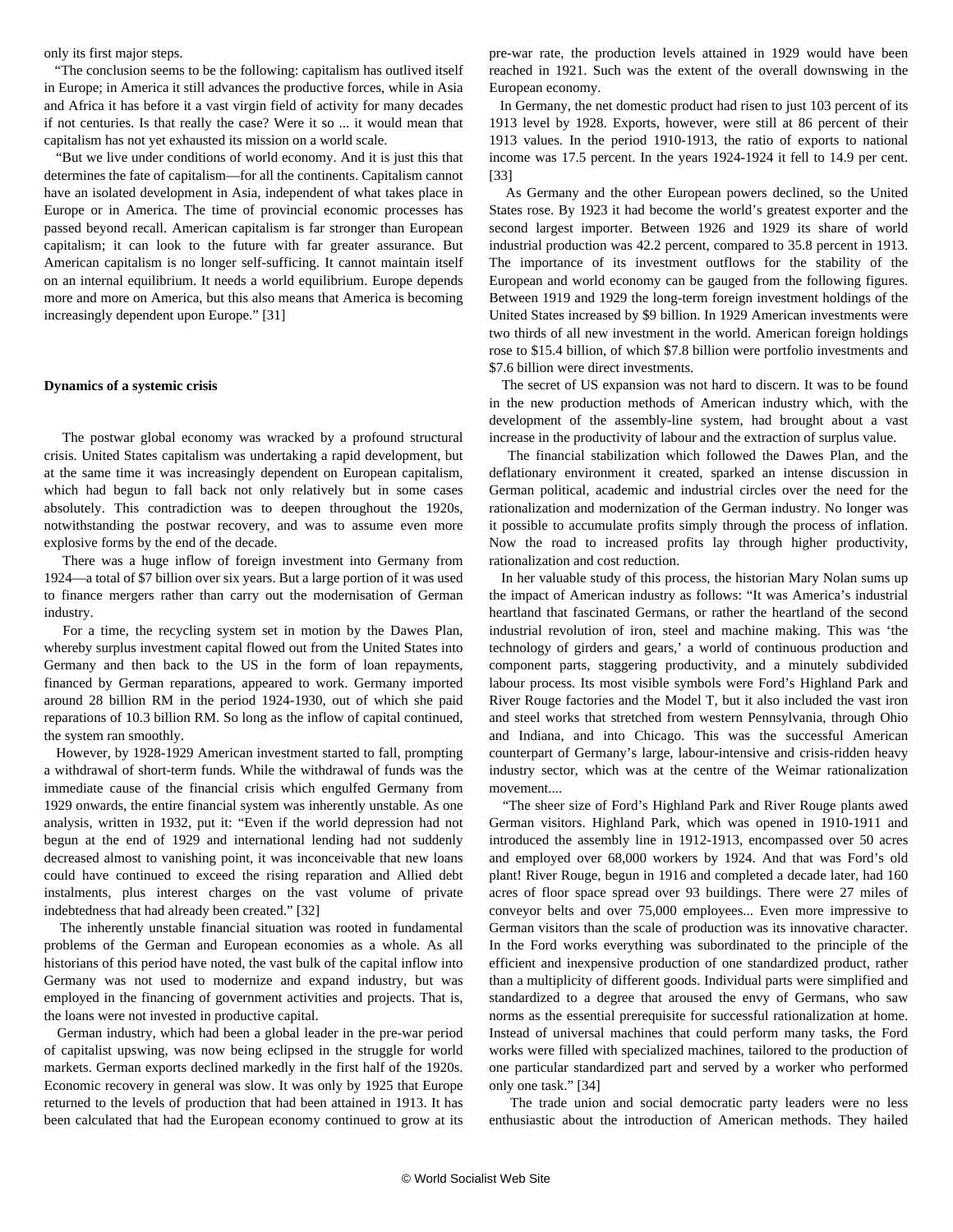only its first major steps.

"The conclusion seems to be the following: capitalism has outlived itself in Europe; in America it still advances the productive forces, while in Asia and Africa it has before it a vast virgin field of activity for many decades if not centuries. Is that really the case? Were it so ... it would mean that capitalism has not yet exhausted its mission on a world scale.

"But we live under conditions of world economy. And it is just this that determines the fate of capitalism—for all the continents. Capitalism cannot have an isolated development in Asia, independent of what takes place in Europe or in America. The time of provincial economic processes has passed beyond recall. American capitalism is far stronger than European capitalism; it can look to the future with far greater assurance. But American capitalism is no longer self-sufficing. It cannot maintain itself on an internal equilibrium. It needs a world equilibrium. Europe depends more and more on America, but this also means that America is becoming increasingly dependent upon Europe." [31]

**Dynamics of a systemic crisis**

The postwar global economy was wracked by a profound structural crisis. United States capitalism was undertaking a rapid development, but at the same time it was increasingly dependent on European capitalism, which had begun to fall back not only relatively but in some cases absolutely. This contradiction was to deepen throughout the 1920s, notwithstanding the postwar recovery, and was to assume even more explosive forms by the end of the decade.

There was a huge inflow of foreign investment into Germany from 1924—a total of $7 billion over six years. But a large portion of it was used to finance mergers rather than carry out the modernisation of German industry.

For a time, the recycling system set in motion by the Dawes Plan, whereby surplus investment capital flowed out from the United States into Germany and then back to the US in the form of loan repayments, financed by German reparations, appeared to work. Germany imported around 28 billion RM in the period 1924-1930, out of which she paid reparations of 10.3 billion RM. So long as the inflow of capital continued, the system ran smoothly.

However, by 1928-1929 American investment started to fall, prompting a withdrawal of short-term funds. While the withdrawal of funds was the immediate cause of the financial crisis which engulfed Germany from 1929 onwards, the entire financial system was inherently unstable. As one analysis, written in 1932, put it: "Even if the world depression had not begun at the end of 1929 and international lending had not suddenly decreased almost to vanishing point, it was inconceivable that new loans could have continued to exceed the rising reparation and Allied debt instalments, plus interest charges on the vast volume of private indebtedness that had already been created." [32]

The inherently unstable financial situation was rooted in fundamental problems of the German and European economies as a whole. As all historians of this period have noted, the vast bulk of the capital inflow into Germany was not used to modernize and expand industry, but was employed in the financing of government activities and projects. That is, the loans were not invested in productive capital.

German industry, which had been a global leader in the pre-war period of capitalist upswing, was now being eclipsed in the struggle for world markets. German exports declined markedly in the first half of the 1920s. Economic recovery in general was slow. It was only by 1925 that Europe returned to the levels of production that had been attained in 1913. It has been calculated that had the European economy continued to grow at its pre-war rate, the production levels attained in 1929 would have been reached in 1921. Such was the extent of the overall downswing in the European economy.

In Germany, the net domestic product had risen to just 103 percent of its 1913 level by 1928. Exports, however, were still at 86 percent of their 1913 values. In the period 1910-1913, the ratio of exports to national income was 17.5 percent. In the years 1924-1924 it fell to 14.9 per cent. [33]

As Germany and the other European powers declined, so the United States rose. By 1923 it had become the world's greatest exporter and the second largest importer. Between 1926 and 1929 its share of world industrial production was 42.2 percent, compared to 35.8 percent in 1913. The importance of its investment outflows for the stability of the European and world economy can be gauged from the following figures. Between 1919 and 1929 the long-term foreign investment holdings of the United States increased by $9 billion. In 1929 American investments were two thirds of all new investment in the world. American foreign holdings rose to $15.4 billion, of which $7.8 billion were portfolio investments and $7.6 billion were direct investments.

The secret of US expansion was not hard to discern. It was to be found in the new production methods of American industry which, with the development of the assembly-line system, had brought about a vast increase in the productivity of labour and the extraction of surplus value.

The financial stabilization which followed the Dawes Plan, and the deflationary environment it created, sparked an intense discussion in German political, academic and industrial circles over the need for the rationalization and modernization of the German industry. No longer was it possible to accumulate profits simply through the process of inflation. Now the road to increased profits lay through higher productivity, rationalization and cost reduction.

In her valuable study of this process, the historian Mary Nolan sums up the impact of American industry as follows: "It was America's industrial heartland that fascinated Germans, or rather the heartland of the second industrial revolution of iron, steel and machine making. This was 'the technology of girders and gears,' a world of continuous production and component parts, staggering productivity, and a minutely subdivided labour process. Its most visible symbols were Ford's Highland Park and River Rouge factories and the Model T, but it also included the vast iron and steel works that stretched from western Pennsylvania, through Ohio and Indiana, and into Chicago. This was the successful American counterpart of Germany's large, labour-intensive and crisis-ridden heavy industry sector, which was at the centre of the Weimar rationalization movement....

"The sheer size of Ford's Highland Park and River Rouge plants awed German visitors. Highland Park, which was opened in 1910-1911 and introduced the assembly line in 1912-1913, encompassed over 50 acres and employed over 68,000 workers by 1924. And that was Ford's old plant! River Rouge, begun in 1916 and completed a decade later, had 160 acres of floor space spread over 93 buildings. There were 27 miles of conveyor belts and over 75,000 employees... Even more impressive to German visitors than the scale of production was its innovative character. In the Ford works everything was subordinated to the principle of the efficient and inexpensive production of one standardized product, rather than a multiplicity of different goods. Individual parts were simplified and standardized to a degree that aroused the envy of Germans, who saw norms as the essential prerequisite for successful rationalization at home. Instead of universal machines that could perform many tasks, the Ford works were filled with specialized machines, tailored to the production of one particular standardized part and served by a worker who performed only one task." [34]

The trade union and social democratic party leaders were no less enthusiastic about the introduction of American methods. They hailed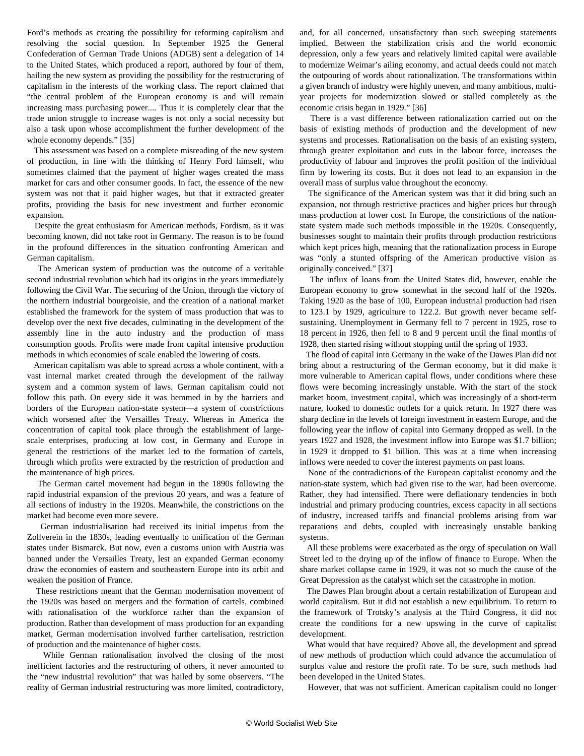Ford's methods as creating the possibility for reforming capitalism and resolving the social question. In September 1925 the General Confederation of German Trade Unions (ADGB) sent a delegation of 14 to the United States, which produced a report, authored by four of them, hailing the new system as providing the possibility for the restructuring of capitalism in the interests of the working class. The report claimed that "the central problem of the European economy is and will remain increasing mass purchasing power.... Thus it is completely clear that the trade union struggle to increase wages is not only a social necessity but also a task upon whose accomplishment the further development of the whole economy depends." [35]

This assessment was based on a complete misreading of the new system of production, in line with the thinking of Henry Ford himself, who sometimes claimed that the payment of higher wages created the mass market for cars and other consumer goods. In fact, the essence of the new system was not that it paid higher wages, but that it extracted greater profits, providing the basis for new investment and further economic expansion.

Despite the great enthusiasm for American methods, Fordism, as it was becoming known, did not take root in Germany. The reason is to be found in the profound differences in the situation confronting American and German capitalism.

The American system of production was the outcome of a veritable second industrial revolution which had its origins in the years immediately following the Civil War. The securing of the Union, through the victory of the northern industrial bourgeoisie, and the creation of a national market established the framework for the system of mass production that was to develop over the next five decades, culminating in the development of the assembly line in the auto industry and the production of mass consumption goods. Profits were made from capital intensive production methods in which economies of scale enabled the lowering of costs.

American capitalism was able to spread across a whole continent, with a vast internal market created through the development of the railway system and a common system of laws. German capitalism could not follow this path. On every side it was hemmed in by the barriers and borders of the European nation-state system—a system of constrictions which worsened after the Versailles Treaty. Whereas in America the concentration of capital took place through the establishment of large-scale enterprises, producing at low cost, in Germany and Europe in general the restrictions of the market led to the formation of cartels, through which profits were extracted by the restriction of production and the maintenance of high prices.

The German cartel movement had begun in the 1890s following the rapid industrial expansion of the previous 20 years, and was a feature of all sections of industry in the 1920s. Meanwhile, the constrictions on the market had become even more severe.

German industrialisation had received its initial impetus from the Zollverein in the 1830s, leading eventually to unification of the German states under Bismarck. But now, even a customs union with Austria was banned under the Versailles Treaty, lest an expanded German economy draw the economies of eastern and southeastern Europe into its orbit and weaken the position of France.

These restrictions meant that the German modernisation movement of the 1920s was based on mergers and the formation of cartels, combined with rationalisation of the workforce rather than the expansion of production. Rather than development of mass production for an expanding market, German modernisation involved further cartelisation, restriction of production and the maintenance of higher costs.

While German rationalisation involved the closing of the most inefficient factories and the restructuring of others, it never amounted to the "new industrial revolution" that was hailed by some observers. "The reality of German industrial restructuring was more limited, contradictory, and, for all concerned, unsatisfactory than such sweeping statements implied. Between the stabilization crisis and the world economic depression, only a few years and relatively limited capital were available to modernize Weimar's ailing economy, and actual deeds could not match the outpouring of words about rationalization. The transformations within a given branch of industry were highly uneven, and many ambitious, multi-year projects for modernization slowed or stalled completely as the economic crisis began in 1929." [36]

There is a vast difference between rationalization carried out on the basis of existing methods of production and the development of new systems and processes. Rationalisation on the basis of an existing system, through greater exploitation and cuts in the labour force, increases the productivity of labour and improves the profit position of the individual firm by lowering its costs. But it does not lead to an expansion in the overall mass of surplus value throughout the economy.

The significance of the American system was that it did bring such an expansion, not through restrictive practices and higher prices but through mass production at lower cost. In Europe, the constrictions of the nation-state system made such methods impossible in the 1920s. Consequently, businesses sought to maintain their profits through production restrictions which kept prices high, meaning that the rationalization process in Europe was "only a stunted offspring of the American productive vision as originally conceived." [37]

The influx of loans from the United States did, however, enable the European economy to grow somewhat in the second half of the 1920s. Taking 1920 as the base of 100, European industrial production had risen to 123.1 by 1929, agriculture to 122.2. But growth never became self-sustaining. Unemployment in Germany fell to 7 percent in 1925, rose to 18 percent in 1926, then fell to 8 and 9 percent until the final months of 1928, then started rising without stopping until the spring of 1933.

The flood of capital into Germany in the wake of the Dawes Plan did not bring about a restructuring of the German economy, but it did make it more vulnerable to American capital flows, under conditions where these flows were becoming increasingly unstable. With the start of the stock market boom, investment capital, which was increasingly of a short-term nature, looked to domestic outlets for a quick return. In 1927 there was sharp decline in the levels of foreign investment in eastern Europe, and the following year the inflow of capital into Germany dropped as well. In the years 1927 and 1928, the investment inflow into Europe was $1.7 billion; in 1929 it dropped to $1 billion. This was at a time when increasing inflows were needed to cover the interest payments on past loans.

None of the contradictions of the European capitalist economy and the nation-state system, which had given rise to the war, had been overcome. Rather, they had intensified. There were deflationary tendencies in both industrial and primary producing countries, excess capacity in all sections of industry, increased tariffs and financial problems arising from war reparations and debts, coupled with increasingly unstable banking systems.

All these problems were exacerbated as the orgy of speculation on Wall Street led to the drying up of the inflow of finance to Europe. When the share market collapse came in 1929, it was not so much the cause of the Great Depression as the catalyst which set the catastrophe in motion.

The Dawes Plan brought about a certain restabilization of European and world capitalism. But it did not establish a new equilibrium. To return to the framework of Trotsky's analysis at the Third Congress, it did not create the conditions for a new upswing in the curve of capitalist development.

What would that have required? Above all, the development and spread of new methods of production which could advance the accumulation of surplus value and restore the profit rate. To be sure, such methods had been developed in the United States.

However, that was not sufficient. American capitalism could no longer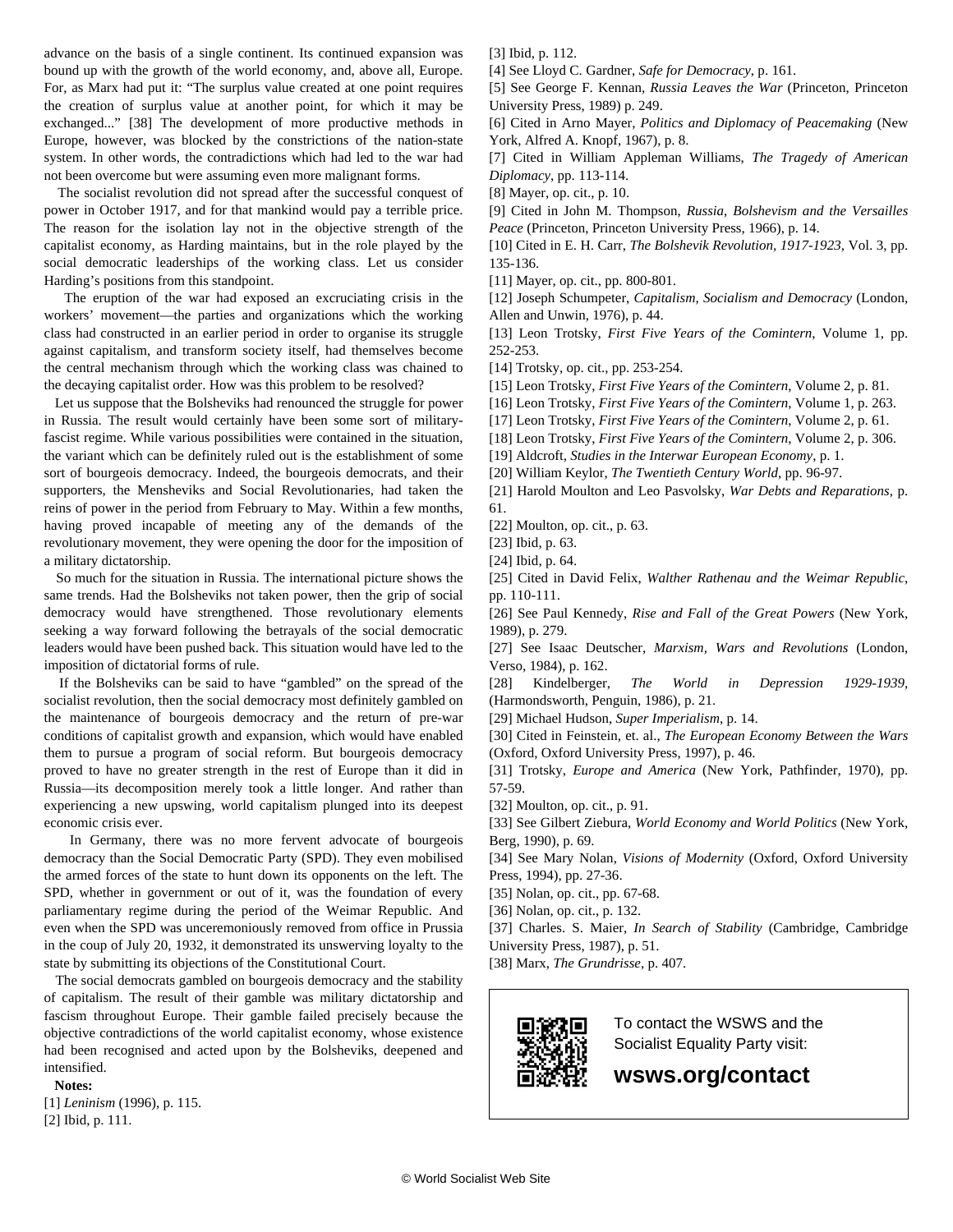advance on the basis of a single continent. Its continued expansion was bound up with the growth of the world economy, and, above all, Europe. For, as Marx had put it: "The surplus value created at one point requires the creation of surplus value at another point, for which it may be exchanged..." [38] The development of more productive methods in Europe, however, was blocked by the constrictions of the nation-state system. In other words, the contradictions which had led to the war had not been overcome but were assuming even more malignant forms.

The socialist revolution did not spread after the successful conquest of power in October 1917, and for that mankind would pay a terrible price. The reason for the isolation lay not in the objective strength of the capitalist economy, as Harding maintains, but in the role played by the social democratic leaderships of the working class. Let us consider Harding's positions from this standpoint.

The eruption of the war had exposed an excruciating crisis in the workers' movement—the parties and organizations which the working class had constructed in an earlier period in order to organise its struggle against capitalism, and transform society itself, had themselves become the central mechanism through which the working class was chained to the decaying capitalist order. How was this problem to be resolved?

Let us suppose that the Bolsheviks had renounced the struggle for power in Russia. The result would certainly have been some sort of military-fascist regime. While various possibilities were contained in the situation, the variant which can be definitely ruled out is the establishment of some sort of bourgeois democracy. Indeed, the bourgeois democrats, and their supporters, the Mensheviks and Social Revolutionaries, had taken the reins of power in the period from February to May. Within a few months, having proved incapable of meeting any of the demands of the revolutionary movement, they were opening the door for the imposition of a military dictatorship.

So much for the situation in Russia. The international picture shows the same trends. Had the Bolsheviks not taken power, then the grip of social democracy would have strengthened. Those revolutionary elements seeking a way forward following the betrayals of the social democratic leaders would have been pushed back. This situation would have led to the imposition of dictatorial forms of rule.

If the Bolsheviks can be said to have "gambled" on the spread of the socialist revolution, then the social democracy most definitely gambled on the maintenance of bourgeois democracy and the return of pre-war conditions of capitalist growth and expansion, which would have enabled them to pursue a program of social reform. But bourgeois democracy proved to have no greater strength in the rest of Europe than it did in Russia—its decomposition merely took a little longer. And rather than experiencing a new upswing, world capitalism plunged into its deepest economic crisis ever.

In Germany, there was no more fervent advocate of bourgeois democracy than the Social Democratic Party (SPD). They even mobilised the armed forces of the state to hunt down its opponents on the left. The SPD, whether in government or out of it, was the foundation of every parliamentary regime during the period of the Weimar Republic. And even when the SPD was unceremoniously removed from office in Prussia in the coup of July 20, 1932, it demonstrated its unswerving loyalty to the state by submitting its objections of the Constitutional Court.

The social democrats gambled on bourgeois democracy and the stability of capitalism. The result of their gamble was military dictatorship and fascism throughout Europe. Their gamble failed precisely because the objective contradictions of the world capitalist economy, whose existence had been recognised and acted upon by the Bolsheviks, deepened and intensified.

**Notes:**

[1] *Leninism* (1996), p. 115.
[2] Ibid, p. 111.
[3] Ibid, p. 112.
[4] See Lloyd C. Gardner, *Safe for Democracy*, p. 161.
[5] See George F. Kennan, *Russia Leaves the War* (Princeton, Princeton University Press, 1989) p. 249.
[6] Cited in Arno Mayer, *Politics and Diplomacy of Peacemaking* (New York, Alfred A. Knopf, 1967), p. 8.
[7] Cited in William Appleman Williams, *The Tragedy of American Diplomacy*, pp. 113-114.
[8] Mayer, op. cit., p. 10.
[9] Cited in John M. Thompson, *Russia, Bolshevism and the Versailles Peace* (Princeton, Princeton University Press, 1966), p. 14.
[10] Cited in E. H. Carr, *The Bolshevik Revolution, 1917-1923*, Vol. 3, pp. 135-136.
[11] Mayer, op. cit., pp. 800-801.
[12] Joseph Schumpeter, *Capitalism, Socialism and Democracy* (London, Allen and Unwin, 1976), p. 44.
[13] Leon Trotsky, *First Five Years of the Comintern*, Volume 1, pp. 252-253.
[14] Trotsky, op. cit., pp. 253-254.
[15] Leon Trotsky, *First Five Years of the Comintern*, Volume 2, p. 81.
[16] Leon Trotsky, *First Five Years of the Comintern*, Volume 1, p. 263.
[17] Leon Trotsky, *First Five Years of the Comintern*, Volume 2, p. 61.
[18] Leon Trotsky, *First Five Years of the Comintern*, Volume 2, p. 306.
[19] Aldcroft, *Studies in the Interwar European Economy*, p. 1.
[20] William Keylor, *The Twentieth Century World*, pp. 96-97.
[21] Harold Moulton and Leo Pasvolsky, *War Debts and Reparations*, p. 61.
[22] Moulton, op. cit., p. 63.
[23] Ibid, p. 63.
[24] Ibid, p. 64.
[25] Cited in David Felix, *Walther Rathenau and the Weimar Republic*, pp. 110-111.
[26] See Paul Kennedy, *Rise and Fall of the Great Powers* (New York, 1989), p. 279.
[27] See Isaac Deutscher, *Marxism, Wars and Revolutions* (London, Verso, 1984), p. 162.
[28] Kindelberger, *The World in Depression 1929-1939*, (Harmondsworth, Penguin, 1986), p. 21.
[29] Michael Hudson, *Super Imperialism*, p. 14.
[30] Cited in Feinstein, et. al., *The European Economy Between the Wars* (Oxford, Oxford University Press, 1997), p. 46.
[31] Trotsky, *Europe and America* (New York, Pathfinder, 1970), pp. 57-59.
[32] Moulton, op. cit., p. 91.
[33] See Gilbert Ziebura, *World Economy and World Politics* (New York, Berg, 1990), p. 69.
[34] See Mary Nolan, *Visions of Modernity* (Oxford, Oxford University Press, 1994), pp. 27-36.
[35] Nolan, op. cit., pp. 67-68.
[36] Nolan, op. cit., p. 132.
[37] Charles. S. Maier, *In Search of Stability* (Cambridge, Cambridge University Press, 1987), p. 51.
[38] Marx, *The Grundrisse*, p. 407.

To contact the WSWS and the Socialist Equality Party visit:

**wsws.org/contact**